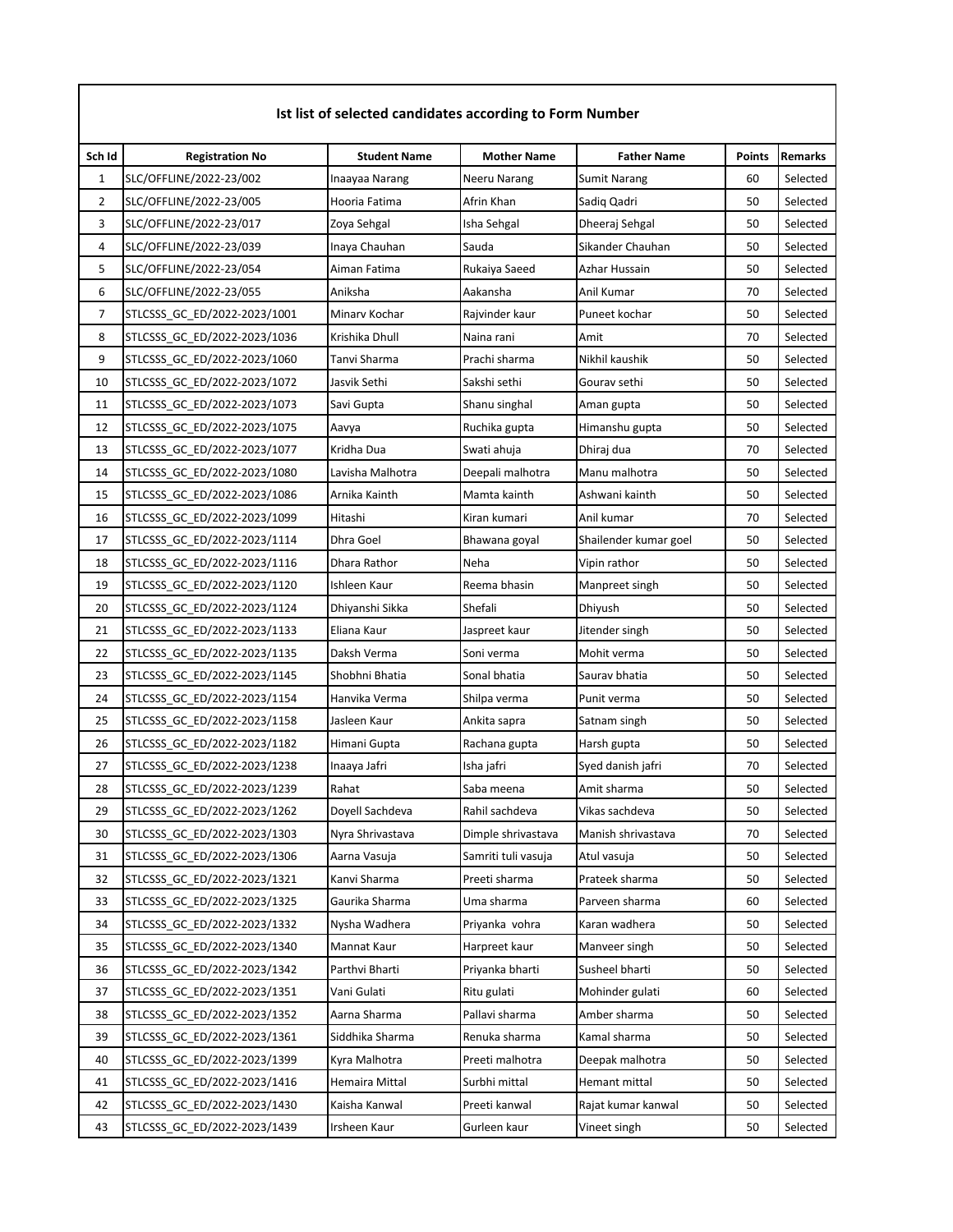## Ist list of selected candidates according to Form Number

| Sch Id | Registration No | Student Name | Mother Name | Father Name | Points | Remarks |
|---|---|---|---|---|---|---|
| 1 | SLC/OFFLINE/2022-23/002 | Inaayaa Narang | Neeru Narang | Sumit Narang | 60 | Selected |
| 2 | SLC/OFFLINE/2022-23/005 | Hooria Fatima | Afrin Khan | Sadiq Qadri | 50 | Selected |
| 3 | SLC/OFFLINE/2022-23/017 | Zoya Sehgal | Isha Sehgal | Dheeraj Sehgal | 50 | Selected |
| 4 | SLC/OFFLINE/2022-23/039 | Inaya Chauhan | Sauda | Sikander Chauhan | 50 | Selected |
| 5 | SLC/OFFLINE/2022-23/054 | Aiman Fatima | Rukaiya Saeed | Azhar Hussain | 50 | Selected |
| 6 | SLC/OFFLINE/2022-23/055 | Aniksha | Aakansha | Anil Kumar | 70 | Selected |
| 7 | STLCSSS_GC_ED/2022-2023/1001 | Minarv Kochar | Rajvinder kaur | Puneet kochar | 50 | Selected |
| 8 | STLCSSS_GC_ED/2022-2023/1036 | Krishika Dhull | Naina rani | Amit | 70 | Selected |
| 9 | STLCSSS_GC_ED/2022-2023/1060 | Tanvi Sharma | Prachi sharma | Nikhil kaushik | 50 | Selected |
| 10 | STLCSSS_GC_ED/2022-2023/1072 | Jasvik Sethi | Sakshi sethi | Gourav sethi | 50 | Selected |
| 11 | STLCSSS_GC_ED/2022-2023/1073 | Savi Gupta | Shanu singhal | Aman gupta | 50 | Selected |
| 12 | STLCSSS_GC_ED/2022-2023/1075 | Aavya | Ruchika gupta | Himanshu gupta | 50 | Selected |
| 13 | STLCSSS_GC_ED/2022-2023/1077 | Kridha Dua | Swati ahuja | Dhiraj dua | 70 | Selected |
| 14 | STLCSSS_GC_ED/2022-2023/1080 | Lavisha Malhotra | Deepali malhotra | Manu malhotra | 50 | Selected |
| 15 | STLCSSS_GC_ED/2022-2023/1086 | Arnika Kainth | Mamta kainth | Ashwani kainth | 50 | Selected |
| 16 | STLCSSS_GC_ED/2022-2023/1099 | Hitashi | Kiran kumari | Anil kumar | 70 | Selected |
| 17 | STLCSSS_GC_ED/2022-2023/1114 | Dhra Goel | Bhawana goyal | Shailender kumar goel | 50 | Selected |
| 18 | STLCSSS_GC_ED/2022-2023/1116 | Dhara Rathor | Neha | Vipin rathor | 50 | Selected |
| 19 | STLCSSS_GC_ED/2022-2023/1120 | Ishleen Kaur | Reema bhasin | Manpreet singh | 50 | Selected |
| 20 | STLCSSS_GC_ED/2022-2023/1124 | Dhiyanshi Sikka | Shefali | Dhiyush | 50 | Selected |
| 21 | STLCSSS_GC_ED/2022-2023/1133 | Eliana Kaur | Jaspreet kaur | Jitender singh | 50 | Selected |
| 22 | STLCSSS_GC_ED/2022-2023/1135 | Daksh Verma | Soni verma | Mohit verma | 50 | Selected |
| 23 | STLCSSS_GC_ED/2022-2023/1145 | Shobhni Bhatia | Sonal bhatia | Saurav bhatia | 50 | Selected |
| 24 | STLCSSS_GC_ED/2022-2023/1154 | Hanvika Verma | Shilpa verma | Punit verma | 50 | Selected |
| 25 | STLCSSS_GC_ED/2022-2023/1158 | Jasleen Kaur | Ankita sapra | Satnam singh | 50 | Selected |
| 26 | STLCSSS_GC_ED/2022-2023/1182 | Himani Gupta | Rachana gupta | Harsh gupta | 50 | Selected |
| 27 | STLCSSS_GC_ED/2022-2023/1238 | Inaaya Jafri | Isha jafri | Syed danish jafri | 70 | Selected |
| 28 | STLCSSS_GC_ED/2022-2023/1239 | Rahat | Saba meena | Amit sharma | 50 | Selected |
| 29 | STLCSSS_GC_ED/2022-2023/1262 | Doyell Sachdeva | Rahil sachdeva | Vikas sachdeva | 50 | Selected |
| 30 | STLCSSS_GC_ED/2022-2023/1303 | Nyra Shrivastava | Dimple shrivastava | Manish shrivastava | 70 | Selected |
| 31 | STLCSSS_GC_ED/2022-2023/1306 | Aarna Vasuja | Samriti tuli vasuja | Atul vasuja | 50 | Selected |
| 32 | STLCSSS_GC_ED/2022-2023/1321 | Kanvi Sharma | Preeti sharma | Prateek sharma | 50 | Selected |
| 33 | STLCSSS_GC_ED/2022-2023/1325 | Gaurika Sharma | Uma sharma | Parveen sharma | 60 | Selected |
| 34 | STLCSSS_GC_ED/2022-2023/1332 | Nysha Wadhera | Priyanka vohra | Karan wadhera | 50 | Selected |
| 35 | STLCSSS_GC_ED/2022-2023/1340 | Mannat Kaur | Harpreet kaur | Manveer singh | 50 | Selected |
| 36 | STLCSSS_GC_ED/2022-2023/1342 | Parthvi Bharti | Priyanka bharti | Susheel bharti | 50 | Selected |
| 37 | STLCSSS_GC_ED/2022-2023/1351 | Vani Gulati | Ritu gulati | Mohinder gulati | 60 | Selected |
| 38 | STLCSSS_GC_ED/2022-2023/1352 | Aarna Sharma | Pallavi sharma | Amber sharma | 50 | Selected |
| 39 | STLCSSS_GC_ED/2022-2023/1361 | Siddhika Sharma | Renuka sharma | Kamal sharma | 50 | Selected |
| 40 | STLCSSS_GC_ED/2022-2023/1399 | Kyra Malhotra | Preeti malhotra | Deepak malhotra | 50 | Selected |
| 41 | STLCSSS_GC_ED/2022-2023/1416 | Hemaira Mittal | Surbhi mittal | Hemant mittal | 50 | Selected |
| 42 | STLCSSS_GC_ED/2022-2023/1430 | Kaisha Kanwal | Preeti kanwal | Rajat kumar kanwal | 50 | Selected |
| 43 | STLCSSS_GC_ED/2022-2023/1439 | Irsheen Kaur | Gurleen kaur | Vineet singh | 50 | Selected |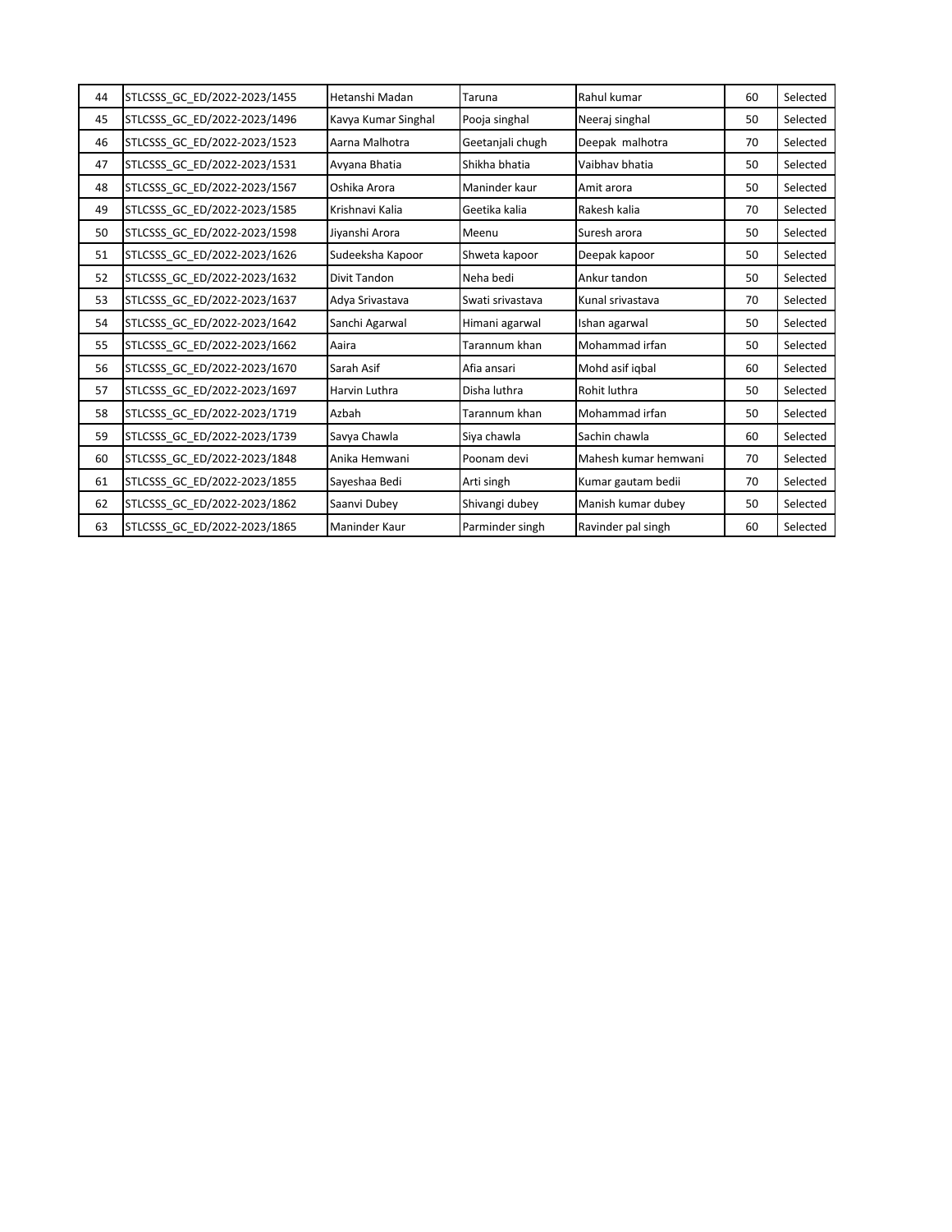| | | | | | | |
|---|---|---|---|---|---|---|
| 44 | STLCSSS_GC_ED/2022-2023/1455 | Hetanshi Madan | Taruna | Rahul kumar | 60 | Selected |
| 45 | STLCSSS_GC_ED/2022-2023/1496 | Kavya Kumar Singhal | Pooja singhal | Neeraj singhal | 50 | Selected |
| 46 | STLCSSS_GC_ED/2022-2023/1523 | Aarna Malhotra | Geetanjali chugh | Deepak  malhotra | 70 | Selected |
| 47 | STLCSSS_GC_ED/2022-2023/1531 | Avyana Bhatia | Shikha bhatia | Vaibhav bhatia | 50 | Selected |
| 48 | STLCSSS_GC_ED/2022-2023/1567 | Oshika Arora | Maninder kaur | Amit arora | 50 | Selected |
| 49 | STLCSSS_GC_ED/2022-2023/1585 | Krishnavi Kalia | Geetika kalia | Rakesh kalia | 70 | Selected |
| 50 | STLCSSS_GC_ED/2022-2023/1598 | Jiyanshi Arora | Meenu | Suresh arora | 50 | Selected |
| 51 | STLCSSS_GC_ED/2022-2023/1626 | Sudeeksha Kapoor | Shweta kapoor | Deepak kapoor | 50 | Selected |
| 52 | STLCSSS_GC_ED/2022-2023/1632 | Divit Tandon | Neha bedi | Ankur tandon | 50 | Selected |
| 53 | STLCSSS_GC_ED/2022-2023/1637 | Adya Srivastava | Swati srivastava | Kunal srivastava | 70 | Selected |
| 54 | STLCSSS_GC_ED/2022-2023/1642 | Sanchi Agarwal | Himani agarwal | Ishan agarwal | 50 | Selected |
| 55 | STLCSSS_GC_ED/2022-2023/1662 | Aaira | Tarannum khan | Mohammad irfan | 50 | Selected |
| 56 | STLCSSS_GC_ED/2022-2023/1670 | Sarah Asif | Afia ansari | Mohd asif iqbal | 60 | Selected |
| 57 | STLCSSS_GC_ED/2022-2023/1697 | Harvin Luthra | Disha luthra | Rohit luthra | 50 | Selected |
| 58 | STLCSSS_GC_ED/2022-2023/1719 | Azbah | Tarannum khan | Mohammad irfan | 50 | Selected |
| 59 | STLCSSS_GC_ED/2022-2023/1739 | Savya Chawla | Siya chawla | Sachin chawla | 60 | Selected |
| 60 | STLCSSS_GC_ED/2022-2023/1848 | Anika Hemwani | Poonam devi | Mahesh kumar hemwani | 70 | Selected |
| 61 | STLCSSS_GC_ED/2022-2023/1855 | Sayeshaa Bedi | Arti singh | Kumar gautam bedii | 70 | Selected |
| 62 | STLCSSS_GC_ED/2022-2023/1862 | Saanvi Dubey | Shivangi dubey | Manish kumar dubey | 50 | Selected |
| 63 | STLCSSS_GC_ED/2022-2023/1865 | Maninder Kaur | Parminder singh | Ravinder pal singh | 60 | Selected |